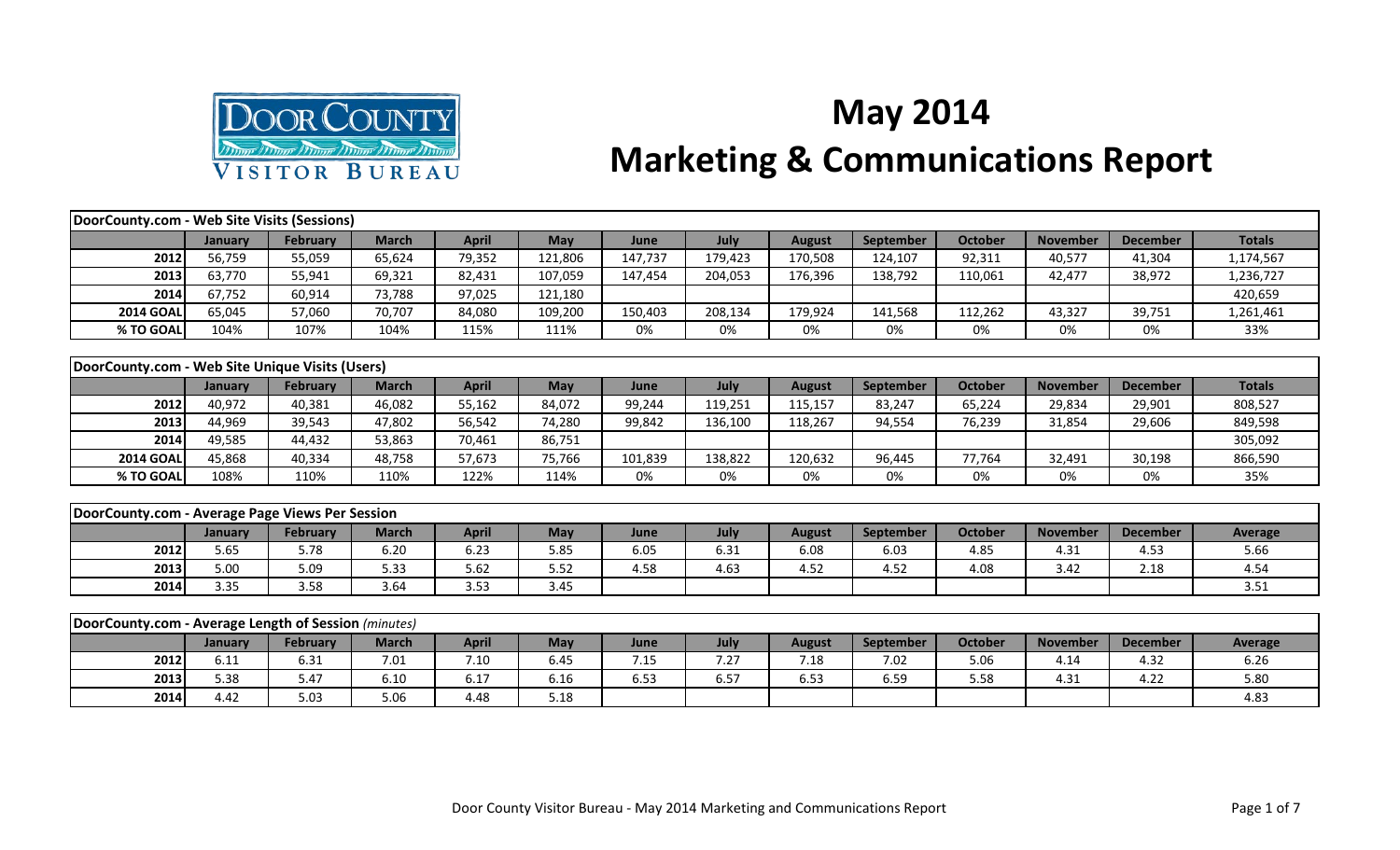# May 2014
# Marketing & Communications Report

| DoorCounty.com - Web Site Visits (Sessions) | | | | | | | | | | | | | |
|---|---|---|---|---|---|---|---|---|---|---|---|---|---|
| | January | February | March | April | May | June | July | August | September | October | November | December | Totals |
| 2012 | 56,759 | 55,059 | 65,624 | 79,352 | 121,806 | 147,737 | 179,423 | 170,508 | 124,107 | 92,311 | 40,577 | 41,304 | 1,174,567 |
| 2013 | 63,770 | 55,941 | 69,321 | 82,431 | 107,059 | 147,454 | 204,053 | 176,396 | 138,792 | 110,061 | 42,477 | 38,972 | 1,236,727 |
| 2014 | 67,752 | 60,914 | 73,788 | 97,025 | 121,180 | | | | | | | | 420,659 |
| 2014 GOAL | 65,045 | 57,060 | 70,707 | 84,080 | 109,200 | 150,403 | 208,134 | 179,924 | 141,568 | 112,262 | 43,327 | 39,751 | 1,261,461 |
| % TO GOAL | 104% | 107% | 104% | 115% | 111% | 0% | 0% | 0% | 0% | 0% | 0% | 0% | 33% |

| DoorCounty.com - Web Site Unique Visits (Users) | | | | | | | | | | | | | |
|---|---|---|---|---|---|---|---|---|---|---|---|---|---|
| | January | February | March | April | May | June | July | August | September | October | November | December | Totals |
| 2012 | 40,972 | 40,381 | 46,082 | 55,162 | 84,072 | 99,244 | 119,251 | 115,157 | 83,247 | 65,224 | 29,834 | 29,901 | 808,527 |
| 2013 | 44,969 | 39,543 | 47,802 | 56,542 | 74,280 | 99,842 | 136,100 | 118,267 | 94,554 | 76,239 | 31,854 | 29,606 | 849,598 |
| 2014 | 49,585 | 44,432 | 53,863 | 70,461 | 86,751 | | | | | | | | 305,092 |
| 2014 GOAL | 45,868 | 40,334 | 48,758 | 57,673 | 75,766 | 101,839 | 138,822 | 120,632 | 96,445 | 77,764 | 32,491 | 30,198 | 866,590 |
| % TO GOAL | 108% | 110% | 110% | 122% | 114% | 0% | 0% | 0% | 0% | 0% | 0% | 0% | 35% |

| DoorCounty.com - Average Page Views Per Session | | | | | | | | | | | | | |
|---|---|---|---|---|---|---|---|---|---|---|---|---|---|
| | January | February | March | April | May | June | July | August | September | October | November | December | Average |
| 2012 | 5.65 | 5.78 | 6.20 | 6.23 | 5.85 | 6.05 | 6.31 | 6.08 | 6.03 | 4.85 | 4.31 | 4.53 | 5.66 |
| 2013 | 5.00 | 5.09 | 5.33 | 5.62 | 5.52 | 4.58 | 4.63 | 4.52 | 4.52 | 4.08 | 3.42 | 2.18 | 4.54 |
| 2014 | 3.35 | 3.58 | 3.64 | 3.53 | 3.45 | | | | | | | | 3.51 |

| DoorCounty.com - Average Length of Session *(minutes)* | | | | | | | | | | | | | |
|---|---|---|---|---|---|---|---|---|---|---|---|---|---|
| | January | February | March | April | May | June | July | August | September | October | November | December | Average |
| 2012 | 6.11 | 6.31 | 7.01 | 7.10 | 6.45 | 7.15 | 7.27 | 7.18 | 7.02 | 5.06 | 4.14 | 4.32 | 6.26 |
| 2013 | 5.38 | 5.47 | 6.10 | 6.17 | 6.16 | 6.53 | 6.57 | 6.53 | 6.59 | 5.58 | 4.31 | 4.22 | 5.80 |
| 2014 | 4.42 | 5.03 | 5.06 | 4.48 | 5.18 | | | | | | | | 4.83 |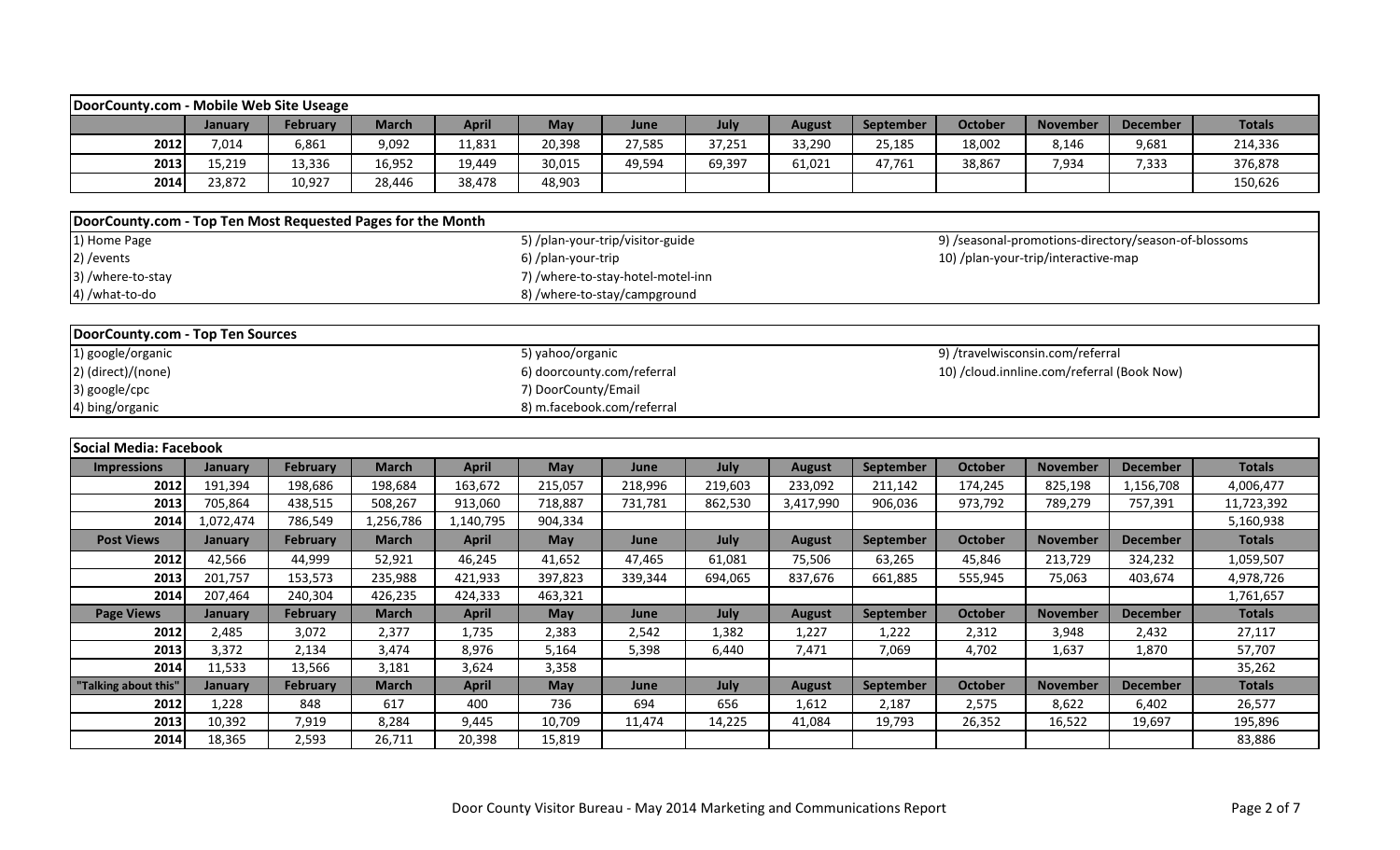## DoorCounty.com - Mobile Web Site Useage

| | January | February | March | April | May | June | July | August | September | October | November | December | Totals |
|---|---|---|---|---|---|---|---|---|---|---|---|---|---|
| 2012 | 7,014 | 6,861 | 9,092 | 11,831 | 20,398 | 27,585 | 37,251 | 33,290 | 25,185 | 18,002 | 8,146 | 9,681 | 214,336 |
| 2013 | 15,219 | 13,336 | 16,952 | 19,449 | 30,015 | 49,594 | 69,397 | 61,021 | 47,761 | 38,867 | 7,934 | 7,333 | 376,878 |
| 2014 | 23,872 | 10,927 | 28,446 | 38,478 | 48,903 | | | | | | | | 150,626 |

## DoorCounty.com - Top Ten Most Requested Pages for the Month

1) Home Page
2) /events
3) /where-to-stay
4) /what-to-do
5) /plan-your-trip/visitor-guide
6) /plan-your-trip
7) /where-to-stay-hotel-motel-inn
8) /where-to-stay/campground
9) /seasonal-promotions-directory/season-of-blossoms
10) /plan-your-trip/interactive-map

## DoorCounty.com - Top Ten Sources

1) google/organic
2) (direct)/(none)
3) google/cpc
4) bing/organic
5) yahoo/organic
6) doorcounty.com/referral
7) DoorCounty/Email
8) m.facebook.com/referral
9) /travelwisconsin.com/referral
10) /cloud.innline.com/referral (Book Now)

## Social Media: Facebook

| Impressions | January | February | March | April | May | June | July | August | September | October | November | December | Totals |
|---|---|---|---|---|---|---|---|---|---|---|---|---|---|
| 2012 | 191,394 | 198,686 | 198,684 | 163,672 | 215,057 | 218,996 | 219,603 | 233,092 | 211,142 | 174,245 | 825,198 | 1,156,708 | 4,006,477 |
| 2013 | 705,864 | 438,515 | 508,267 | 913,060 | 718,887 | 731,781 | 862,530 | 3,417,990 | 906,036 | 973,792 | 789,279 | 757,391 | 11,723,392 |
| 2014 | 1,072,474 | 786,549 | 1,256,786 | 1,140,795 | 904,334 | | | | | | | | 5,160,938 |
| **Post Views** | **January** | **February** | **March** | **April** | **May** | **June** | **July** | **August** | **September** | **October** | **November** | **December** | **Totals** |
| 2012 | 42,566 | 44,999 | 52,921 | 46,245 | 41,652 | 47,465 | 61,081 | 75,506 | 63,265 | 45,846 | 213,729 | 324,232 | 1,059,507 |
| 2013 | 201,757 | 153,573 | 235,988 | 421,933 | 397,823 | 339,344 | 694,065 | 837,676 | 661,885 | 555,945 | 75,063 | 403,674 | 4,978,726 |
| 2014 | 207,464 | 240,304 | 426,235 | 424,333 | 463,321 | | | | | | | | 1,761,657 |
| **Page Views** | **January** | **February** | **March** | **April** | **May** | **June** | **July** | **August** | **September** | **October** | **November** | **December** | **Totals** |
| 2012 | 2,485 | 3,072 | 2,377 | 1,735 | 2,383 | 2,542 | 1,382 | 1,227 | 1,222 | 2,312 | 3,948 | 2,432 | 27,117 |
| 2013 | 3,372 | 2,134 | 3,474 | 8,976 | 5,164 | 5,398 | 6,440 | 7,471 | 7,069 | 4,702 | 1,637 | 1,870 | 57,707 |
| 2014 | 11,533 | 13,566 | 3,181 | 3,624 | 3,358 | | | | | | | | 35,262 |
| **"Talking about this"** | **January** | **February** | **March** | **April** | **May** | **June** | **July** | **August** | **September** | **October** | **November** | **December** | **Totals** |
| 2012 | 1,228 | 848 | 617 | 400 | 736 | 694 | 656 | 1,612 | 2,187 | 2,575 | 8,622 | 6,402 | 26,577 |
| 2013 | 10,392 | 7,919 | 8,284 | 9,445 | 10,709 | 11,474 | 14,225 | 41,084 | 19,793 | 26,352 | 16,522 | 19,697 | 195,896 |
| 2014 | 18,365 | 2,593 | 26,711 | 20,398 | 15,819 | | | | | | | | 83,886 |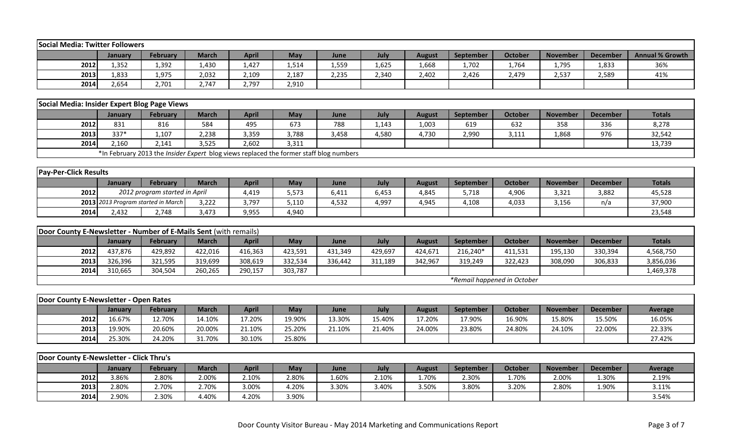## Social Media: Twitter Followers

| | January | February | March | April | May | June | July | August | September | October | November | December | Annual % Growth |
|---|---|---|---|---|---|---|---|---|---|---|---|---|---|
| 2012 | 1,352 | 1,392 | 1,430 | 1,427 | 1,514 | 1,559 | 1,625 | 1,668 | 1,702 | 1,764 | 1,795 | 1,833 | 36% |
| 2013 | 1,833 | 1,975 | 2,032 | 2,109 | 2,187 | 2,235 | 2,340 | 2,402 | 2,426 | 2,479 | 2,537 | 2,589 | 41% |
| 2014 | 2,654 | 2,701 | 2,747 | 2,797 | 2,910 | | | | | | | | |

## Social Media: Insider Expert Blog Page Views

| | January | February | March | April | May | June | July | August | September | October | November | December | Totals |
|---|---|---|---|---|---|---|---|---|---|---|---|---|---|
| 2012 | 831 | 816 | 584 | 495 | 673 | 788 | 1,143 | 1,003 | 619 | 632 | 358 | 336 | 8,278 |
| 2013 | 337* | 1,107 | 2,238 | 3,359 | 3,788 | 3,458 | 4,580 | 4,730 | 2,990 | 3,111 | 1,868 | 976 | 32,542 |
| 2014 | 2,160 | 2,141 | 3,525 | 2,602 | 3,311 | | | | | | | | 13,739 |

*In February 2013 the *Insider Expert* blog views replaced the former staff blog numbers

## Pay-Per-Click Results

| | January | February | March | April | May | June | July | August | September | October | November | December | Totals |
|---|---|---|---|---|---|---|---|---|---|---|---|---|---|
| 2012 | *2012 program started in April* | | | 4,419 | 5,573 | 6,411 | 6,453 | 4,845 | 5,718 | 4,906 | 3,321 | 3,882 | 45,528 |
| 2013 | *2013 Program started in March* | | 3,222 | 3,797 | 5,110 | 4,532 | 4,997 | 4,945 | 4,108 | 4,033 | 3,156 | n/a | 37,900 |
| 2014 | 2,432 | 2,748 | 3,473 | 9,955 | 4,940 | | | | | | | | 23,548 |

## Door County E-Newsletter - Number of E-Mails Sent (with remails)

| | January | February | March | April | May | June | July | August | September | October | November | December | Totals |
|---|---|---|---|---|---|---|---|---|---|---|---|---|---|
| 2012 | 437,876 | 429,892 | 422,016 | 416,363 | 423,591 | 431,349 | 429,697 | 424,671 | 216,240* | 411,531 | 195,130 | 330,394 | 4,568,750 |
| 2013 | 326,396 | 321,595 | 319,699 | 308,619 | 332,534 | 336,442 | 311,189 | 342,967 | 319,249 | 322,423 | 308,090 | 306,833 | 3,856,036 |
| 2014 | 310,665 | 304,504 | 260,265 | 290,157 | 303,787 | | | | | | | | 1,469,378 |

*Remail happened in October

## Door County E-Newsletter - Open Rates

| | January | February | March | April | May | June | July | August | September | October | November | December | Average |
|---|---|---|---|---|---|---|---|---|---|---|---|---|---|
| 2012 | 16.67% | 12.70% | 14.10% | 17.20% | 19.90% | 13.30% | 15.40% | 17.20% | 17.90% | 16.90% | 15.80% | 15.50% | 16.05% |
| 2013 | 19.90% | 20.60% | 20.00% | 21.10% | 25.20% | 21.10% | 21.40% | 24.00% | 23.80% | 24.80% | 24.10% | 22.00% | 22.33% |
| 2014 | 25.30% | 24.20% | 31.70% | 30.10% | 25.80% | | | | | | | | 27.42% |

## Door County E-Newsletter - Click Thru's

| | January | February | March | April | May | June | July | August | September | October | November | December | Average |
|---|---|---|---|---|---|---|---|---|---|---|---|---|---|
| 2012 | 3.86% | 2.80% | 2.00% | 2.10% | 2.80% | 1.60% | 2.10% | 1.70% | 2.30% | 1.70% | 2.00% | 1.30% | 2.19% |
| 2013 | 2.80% | 2.70% | 2.70% | 3.00% | 4.20% | 3.30% | 3.40% | 3.50% | 3.80% | 3.20% | 2.80% | 1.90% | 3.11% |
| 2014 | 2.90% | 2.30% | 4.40% | 4.20% | 3.90% | | | | | | | | 3.54% |

Door County Visitor Bureau - May 2014 Marketing and Communications Report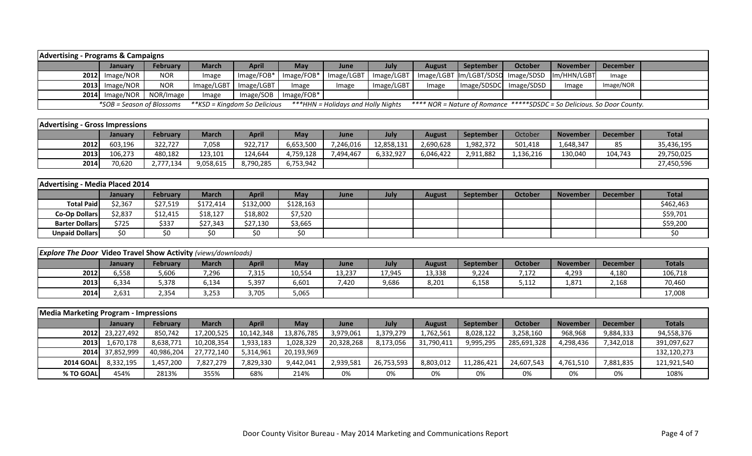| Advertising - Programs & Campaigns | | | | | | | | | | | | | |
|---|---|---|---|---|---|---|---|---|---|---|---|---|---|
| | January | February | March | April | May | June | July | August | September | October | November | December | |
| 2012 | Image/NOR | NOR | Image | Image/FOB* | Image/FOB* | Image/LGBT | Image/LGBT | Image/LGBT | Im/LGBT/SDSD | Image/SDSD | Im/HHN/LGBT | Image | |
| 2013 | Image/NOR | NOR | Image/LGBT | Image/LGBT | Image | Image | Image/LGBT | Image | Image/SDSDC | Image/SDSD | Image | Image/NOR | |
| 2014 | Image/NOR | NOR/Image | Image | Image/SOB | Image/FOB* | | | | | | | | |

*SOB = Season of Blossoms **KSD = Kingdom So Delicious ***HHN = Holidays and Holly Nights **** NOR = Nature of Romance *****SDSDC = So Delicious. So Door County.

| Advertising - Gross Impressions | | | | | | | | | | | | | |
|---|---|---|---|---|---|---|---|---|---|---|---|---|---|
| | January | February | March | April | May | June | July | August | September | October | November | December | Total |
| 2012 | 603,196 | 322,727 | 7,058 | 922,717 | 6,653,500 | 7,246,016 | 12,858,131 | 2,690,628 | 1,982,372 | 501,418 | 1,648,347 | 85 | 35,436,195 |
| 2013 | 106,273 | 480,182 | 123,101 | 124,644 | 4,759,128 | 7,494,467 | 6,332,927 | 6,046,422 | 2,911,882 | 1,136,216 | 130,040 | 104,743 | 29,750,025 |
| 2014 | 70,620 | 2,777,134 | 9,058,615 | 8,790,285 | 6,753,942 | | | | | | | | 27,450,596 |

| Advertising - Media Placed 2014 | | | | | | | | | | | | | |
|---|---|---|---|---|---|---|---|---|---|---|---|---|---|
| | January | February | March | April | May | June | July | August | September | October | November | December | Total |
| Total Paid | $2,367 | $27,519 | $172,414 | $132,000 | $128,163 | | | | | | | | $462,463 |
| Co-Op Dollars | $2,837 | $12,415 | $18,127 | $18,802 | $7,520 | | | | | | | | $59,701 |
| Barter Dollars | $725 | $337 | $27,343 | $27,130 | $3,665 | | | | | | | | $59,200 |
| Unpaid Dollars | $0 | $0 | $0 | $0 | $0 | | | | | | | | $0 |

| *Explore The Door* Video Travel Show Activity *(views/downloads)* | | | | | | | | | | | | | |
|---|---|---|---|---|---|---|---|---|---|---|---|---|---|
| | January | February | March | April | May | June | July | August | September | October | November | December | Totals |
| 2012 | 6,558 | 5,606 | 7,296 | 7,315 | 10,554 | 13,237 | 17,945 | 13,338 | 9,224 | 7,172 | 4,293 | 4,180 | 106,718 |
| 2013 | 6,334 | 5,378 | 6,134 | 5,397 | 6,601 | 7,420 | 9,686 | 8,201 | 6,158 | 5,112 | 1,871 | 2,168 | 70,460 |
| 2014 | 2,631 | 2,354 | 3,253 | 3,705 | 5,065 | | | | | | | | 17,008 |

| Media Marketing Program - Impressions | | | | | | | | | | | | | |
|---|---|---|---|---|---|---|---|---|---|---|---|---|---|
| | January | February | March | April | May | June | July | August | September | October | November | December | Totals |
| 2012 | 23,227,492 | 850,742 | 17,200,525 | 10,142,348 | 13,876,785 | 3,979,061 | 1,379,279 | 1,762,561 | 8,028,122 | 3,258,160 | 968,968 | 9,884,333 | 94,558,376 |
| 2013 | 1,670,178 | 8,638,771 | 10,208,354 | 1,933,183 | 1,028,329 | 20,328,268 | 8,173,056 | 31,790,411 | 9,995,295 | 285,691,328 | 4,298,436 | 7,342,018 | 391,097,627 |
| 2014 | 37,852,999 | 40,986,204 | 27,772,140 | 5,314,961 | 20,193,969 | | | | | | | | 132,120,273 |
| 2014 GOAL | 8,332,195 | 1,457,200 | 7,827,279 | 7,829,330 | 9,442,041 | 2,939,581 | 26,753,593 | 8,803,012 | 11,286,421 | 24,607,543 | 4,761,510 | 7,881,835 | 121,921,540 |
| % TO GOAL | 454% | 2813% | 355% | 68% | 214% | 0% | 0% | 0% | 0% | 0% | 0% | 0% | 108% |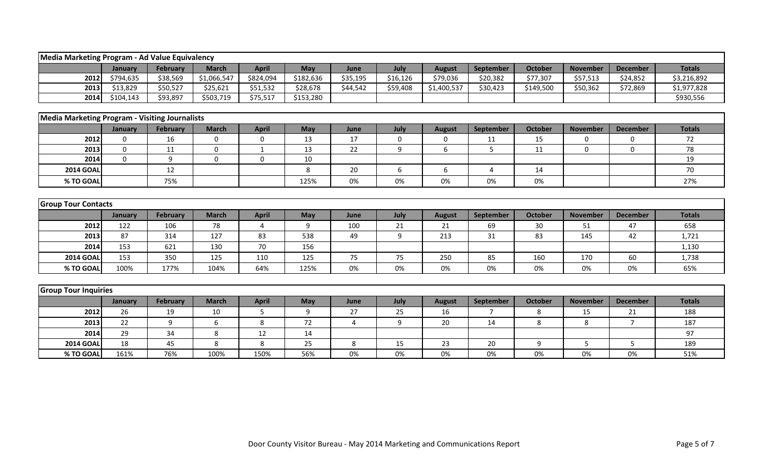| Media Marketing Program - Ad Value Equivalency | | | | | | | | | | | | | |
|---|---|---|---|---|---|---|---|---|---|---|---|---|---|
| | January | February | March | April | May | June | July | August | September | October | November | December | Totals |
| 2012 | $794,635 | $38,569 | $1,066,547 | $824,094 | $182,636 | $35,195 | $16,126 | $79,036 | $20,382 | $77,307 | $57,513 | $24,852 | $3,216,892 |
| 2013 | $13,829 | $50,527 | $25,621 | $51,532 | $28,678 | $44,542 | $59,408 | $1,400,537 | $30,423 | $149,500 | $50,362 | $72,869 | $1,977,828 |
| 2014 | $104,143 | $93,897 | $503,719 | $75,517 | $153,280 | | | | | | | | $930,556 |

| Media Marketing Program - Visiting Journalists | | | | | | | | | | | | | |
|---|---|---|---|---|---|---|---|---|---|---|---|---|---|
| | January | February | March | April | May | June | July | August | September | October | November | December | Totals |
| 2012 | 0 | 16 | 0 | 0 | 13 | 17 | 0 | 0 | 11 | 15 | 0 | 0 | 72 |
| 2013 | 0 | 11 | 0 | 1 | 13 | 22 | 9 | 6 | 5 | 11 | 0 | 0 | 78 |
| 2014 | 0 | 9 | 0 | 0 | 10 | | | | | | | | 19 |
| 2014 GOAL | | 12 | | | 8 | 20 | 6 | 6 | 4 | 14 | | | 70 |
| % TO GOAL | | 75% | | | 125% | 0% | 0% | 0% | 0% | 0% | | | 27% |

| Group Tour Contacts | | | | | | | | | | | | | |
|---|---|---|---|---|---|---|---|---|---|---|---|---|---|
| | January | February | March | April | May | June | July | August | September | October | November | December | Totals |
| 2012 | 122 | 106 | 78 | 4 | 9 | 100 | 21 | 21 | 69 | 30 | 51 | 47 | 658 |
| 2013 | 87 | 314 | 127 | 83 | 538 | 49 | 9 | 213 | 31 | 83 | 145 | 42 | 1,721 |
| 2014 | 153 | 621 | 130 | 70 | 156 | | | | | | | | 1,130 |
| 2014 GOAL | 153 | 350 | 125 | 110 | 125 | 75 | 75 | 250 | 85 | 160 | 170 | 60 | 1,738 |
| % TO GOAL | 100% | 177% | 104% | 64% | 125% | 0% | 0% | 0% | 0% | 0% | 0% | 0% | 65% |

| Group Tour Inquiries | | | | | | | | | | | | | |
|---|---|---|---|---|---|---|---|---|---|---|---|---|---|
| | January | February | March | April | May | June | July | August | September | October | November | December | Totals |
| 2012 | 26 | 19 | 10 | 5 | 9 | 27 | 25 | 16 | 7 | 8 | 15 | 21 | 188 |
| 2013 | 22 | 9 | 6 | 8 | 72 | 4 | 9 | 20 | 14 | 8 | 8 | 7 | 187 |
| 2014 | 29 | 34 | 8 | 12 | 14 | | | | | | | | 97 |
| 2014 GOAL | 18 | 45 | 8 | 8 | 25 | 8 | 15 | 23 | 20 | 9 | 5 | 5 | 189 |
| % TO GOAL | 161% | 76% | 100% | 150% | 56% | 0% | 0% | 0% | 0% | 0% | 0% | 0% | 51% |

Door County Visitor Bureau - May 2014 Marketing and Communications Report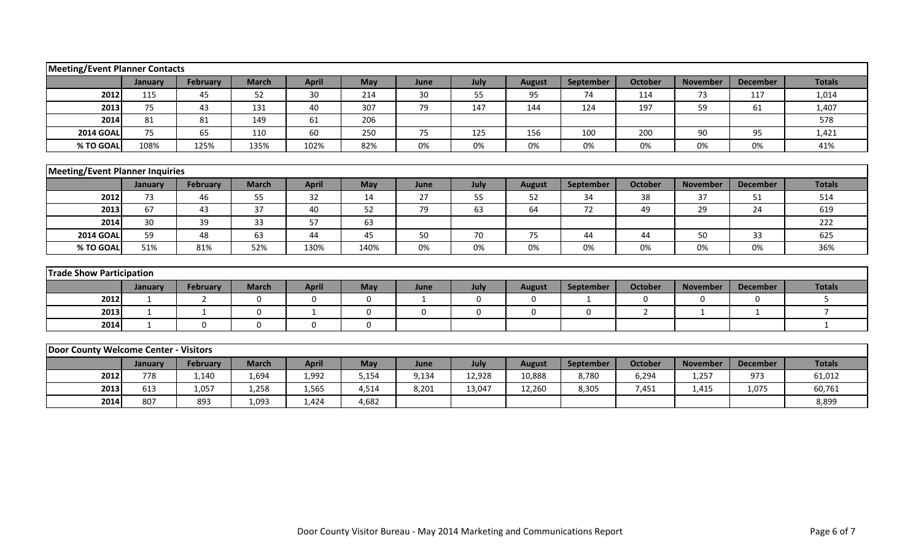| Meeting/Event Planner Contacts | | | | | | | | | | | | | |
|---|---|---|---|---|---|---|---|---|---|---|---|---|---|
| | January | February | March | April | May | June | July | August | September | October | November | December | Totals |
| 2012 | 115 | 45 | 52 | 30 | 214 | 30 | 55 | 95 | 74 | 114 | 73 | 117 | 1,014 |
| 2013 | 75 | 43 | 131 | 40 | 307 | 79 | 147 | 144 | 124 | 197 | 59 | 61 | 1,407 |
| 2014 | 81 | 81 | 149 | 61 | 206 | | | | | | | | 578 |
| 2014 GOAL | 75 | 65 | 110 | 60 | 250 | 75 | 125 | 156 | 100 | 200 | 90 | 95 | 1,421 |
| % TO GOAL | 108% | 125% | 135% | 102% | 82% | 0% | 0% | 0% | 0% | 0% | 0% | 0% | 41% |

| Meeting/Event Planner Inquiries | | | | | | | | | | | | | |
|---|---|---|---|---|---|---|---|---|---|---|---|---|---|
| | January | February | March | April | May | June | July | August | September | October | November | December | Totals |
| 2012 | 73 | 46 | 55 | 32 | 14 | 27 | 55 | 52 | 34 | 38 | 37 | 51 | 514 |
| 2013 | 67 | 43 | 37 | 40 | 52 | 79 | 63 | 64 | 72 | 49 | 29 | 24 | 619 |
| 2014 | 30 | 39 | 33 | 57 | 63 | | | | | | | | 222 |
| 2014 GOAL | 59 | 48 | 63 | 44 | 45 | 50 | 70 | 75 | 44 | 44 | 50 | 33 | 625 |
| % TO GOAL | 51% | 81% | 52% | 130% | 140% | 0% | 0% | 0% | 0% | 0% | 0% | 0% | 36% |

| Trade Show Participation | | | | | | | | | | | | | |
|---|---|---|---|---|---|---|---|---|---|---|---|---|---|
| | January | February | March | April | May | June | July | August | September | October | November | December | Totals |
| 2012 | 1 | 2 | 0 | 0 | 0 | 1 | 0 | 0 | 1 | 0 | 0 | 0 | 5 |
| 2013 | 1 | 1 | 0 | 1 | 0 | 0 | 0 | 0 | 0 | 2 | 1 | 1 | 7 |
| 2014 | 1 | 0 | 0 | 0 | 0 | | | | | | | | 1 |

| Door County Welcome Center - Visitors | | | | | | | | | | | | | |
|---|---|---|---|---|---|---|---|---|---|---|---|---|---|
| | January | February | March | April | May | June | July | August | September | October | November | December | Totals |
| 2012 | 778 | 1,140 | 1,694 | 1,992 | 5,154 | 9,134 | 12,928 | 10,888 | 8,780 | 6,294 | 1,257 | 973 | 61,012 |
| 2013 | 613 | 1,057 | 1,258 | 1,565 | 4,514 | 8,201 | 13,047 | 12,260 | 8,305 | 7,451 | 1,415 | 1,075 | 60,761 |
| 2014 | 807 | 893 | 1,093 | 1,424 | 4,682 | | | | | | | | 8,899 |

Door County Visitor Bureau - May 2014 Marketing and Communications Report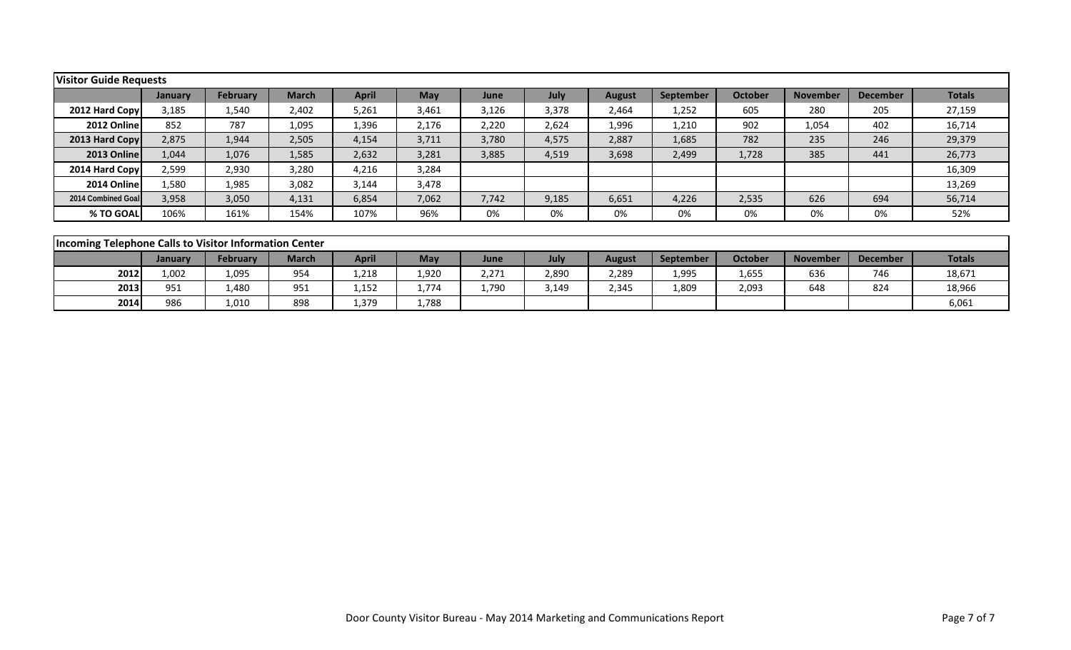| Visitor Guide Requests | | | | | | | | | | | | | |
|---|---|---|---|---|---|---|---|---|---|---|---|---|---|
| | January | February | March | April | May | June | July | August | September | October | November | December | Totals |
| 2012 Hard Copy | 3,185 | 1,540 | 2,402 | 5,261 | 3,461 | 3,126 | 3,378 | 2,464 | 1,252 | 605 | 280 | 205 | 27,159 |
| 2012 Online | 852 | 787 | 1,095 | 1,396 | 2,176 | 2,220 | 2,624 | 1,996 | 1,210 | 902 | 1,054 | 402 | 16,714 |
| 2013 Hard Copy | 2,875 | 1,944 | 2,505 | 4,154 | 3,711 | 3,780 | 4,575 | 2,887 | 1,685 | 782 | 235 | 246 | 29,379 |
| 2013 Online | 1,044 | 1,076 | 1,585 | 2,632 | 3,281 | 3,885 | 4,519 | 3,698 | 2,499 | 1,728 | 385 | 441 | 26,773 |
| 2014 Hard Copy | 2,599 | 2,930 | 3,280 | 4,216 | 3,284 | | | | | | | | 16,309 |
| 2014 Online | 1,580 | 1,985 | 3,082 | 3,144 | 3,478 | | | | | | | | 13,269 |
| 2014 Combined Goal | 3,958 | 3,050 | 4,131 | 6,854 | 7,062 | 7,742 | 9,185 | 6,651 | 4,226 | 2,535 | 626 | 694 | 56,714 |
| % TO GOAL | 106% | 161% | 154% | 107% | 96% | 0% | 0% | 0% | 0% | 0% | 0% | 0% | 52% |

| Incoming Telephone Calls to Visitor Information Center | | | | | | | | | | | | | |
|---|---|---|---|---|---|---|---|---|---|---|---|---|---|
| | January | February | March | April | May | June | July | August | September | October | November | December | Totals |
| 2012 | 1,002 | 1,095 | 954 | 1,218 | 1,920 | 2,271 | 2,890 | 2,289 | 1,995 | 1,655 | 636 | 746 | 18,671 |
| 2013 | 951 | 1,480 | 951 | 1,152 | 1,774 | 1,790 | 3,149 | 2,345 | 1,809 | 2,093 | 648 | 824 | 18,966 |
| 2014 | 986 | 1,010 | 898 | 1,379 | 1,788 | | | | | | | | 6,061 |